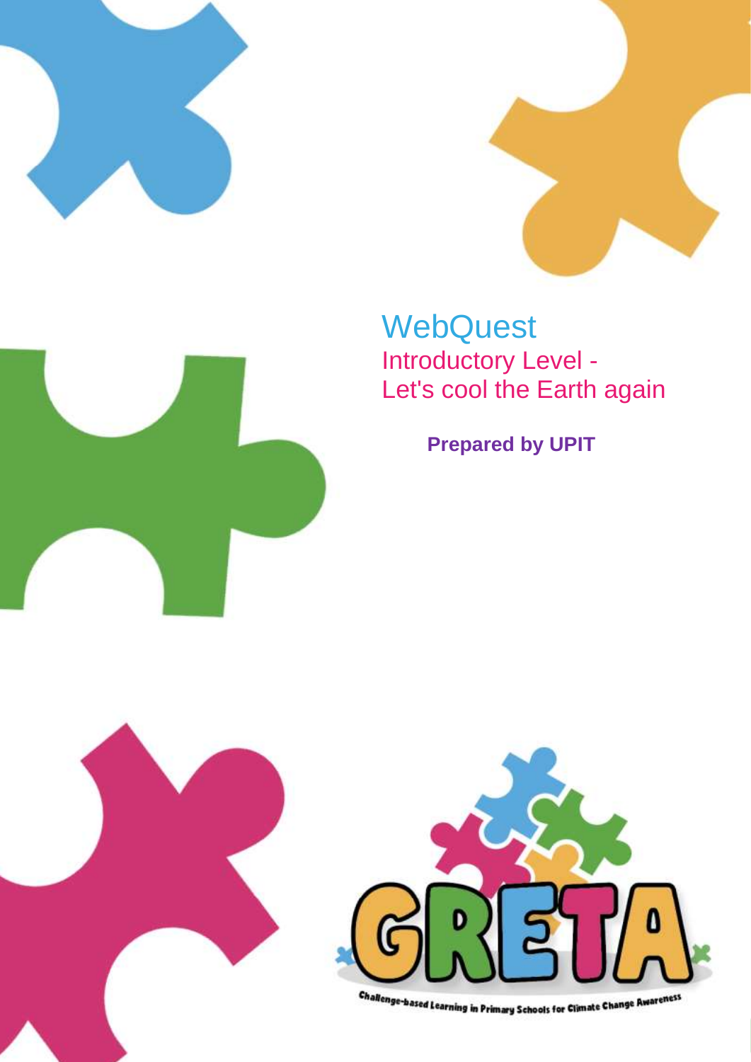# WebQuest

## Introductory Level - Let's cool the Earth again

**Prepared by UPIT**

GRETA

Challenge-based Learning in Primary Schools for Climate Change Awareness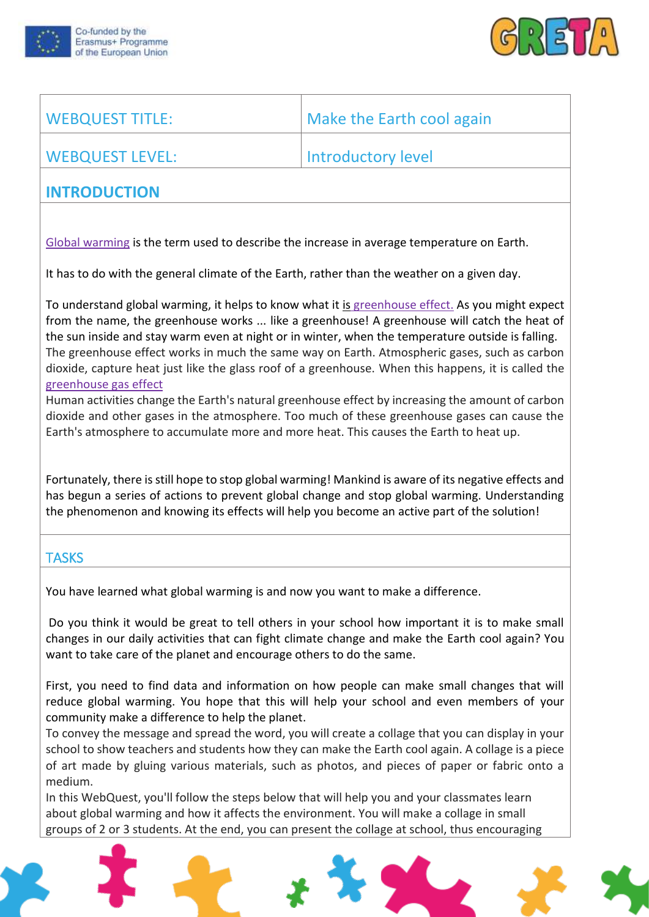| WEBQUEST TITLE: | Make the Earth cool again |
| --- | --- |
| WEBQUEST LEVEL: | Introductory level |

## INTRODUCTION

Global warming is the term used to describe the increase in average temperature on Earth.

It has to do with the general climate of the Earth, rather than the weather on a given day.

To understand global warming, it helps to know what it is greenhouse effect. As you might expect from the name, the greenhouse works ... like a greenhouse! A greenhouse will catch the heat of the sun inside and stay warm even at night or in winter, when the temperature outside is falling. The greenhouse effect works in much the same way on Earth. Atmospheric gases, such as carbon dioxide, capture heat just like the glass roof of a greenhouse. When this happens, it is called the greenhouse gas effect

Human activities change the Earth's natural greenhouse effect by increasing the amount of carbon dioxide and other gases in the atmosphere. Too much of these greenhouse gases can cause the Earth's atmosphere to accumulate more and more heat. This causes the Earth to heat up.

Fortunately, there is still hope to stop global warming! Mankind is aware of its negative effects and has begun a series of actions to prevent global change and stop global warming. Understanding the phenomenon and knowing its effects will help you become an active part of the solution!

## TASKS

You have learned what global warming is and now you want to make a difference.

Do you think it would be great to tell others in your school how important it is to make small changes in our daily activities that can fight climate change and make the Earth cool again? You want to take care of the planet and encourage others to do the same.

First, you need to find data and information on how people can make small changes that will reduce global warming. You hope that this will help your school and even members of your community make a difference to help the planet.

To convey the message and spread the word, you will create a collage that you can display in your school to show teachers and students how they can make the Earth cool again. A collage is a piece of art made by gluing various materials, such as photos, and pieces of paper or fabric onto a medium.

In this WebQuest, you'll follow the steps below that will help you and your classmates learn about global warming and how it affects the environment. You will make a collage in small groups of 2 or 3 students. At the end, you can present the collage at school, thus encouraging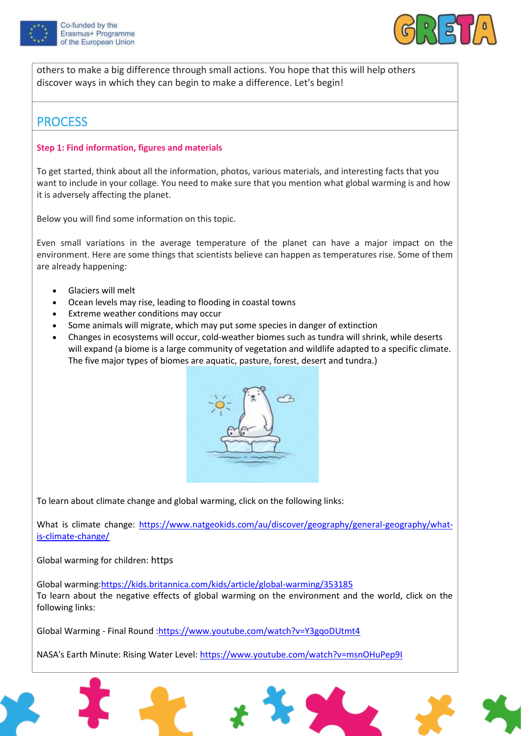others to make a big difference through small actions. You hope that this will help others discover ways in which they can begin to make a difference. Let's begin!

## PROCESS

**Step 1: Find information, figures and materials**

To get started, think about all the information, photos, various materials, and interesting facts that you want to include in your collage. You need to make sure that you mention what global warming is and how it is adversely affecting the planet.

Below you will find some information on this topic.

Even small variations in the average temperature of the planet can have a major impact on the environment. Here are some things that scientists believe can happen as temperatures rise. Some of them are already happening:

- Glaciers will melt
- Ocean levels may rise, leading to flooding in coastal towns
- Extreme weather conditions may occur
- Some animals will migrate, which may put some species in danger of extinction
- Changes in ecosystems will occur, cold-weather biomes such as tundra will shrink, while deserts will expand (a biome is a large community of vegetation and wildlife adapted to a specific climate. The five major types of biomes are aquatic, pasture, forest, desert and tundra.)

To learn about climate change and global warming, click on the following links:

What is climate change: https://www.natgeokids.com/au/discover/geography/general-geography/what-is-climate-change/

Global warming for children: https

Global warming:https://kids.britannica.com/kids/article/global-warming/353185
To learn about the negative effects of global warming on the environment and the world, click on the following links:

Global Warming - Final Round :https://www.youtube.com/watch?v=Y3gqoDUtmt4

NASA's Earth Minute: Rising Water Level: https://www.youtube.com/watch?v=msnOHuPep9I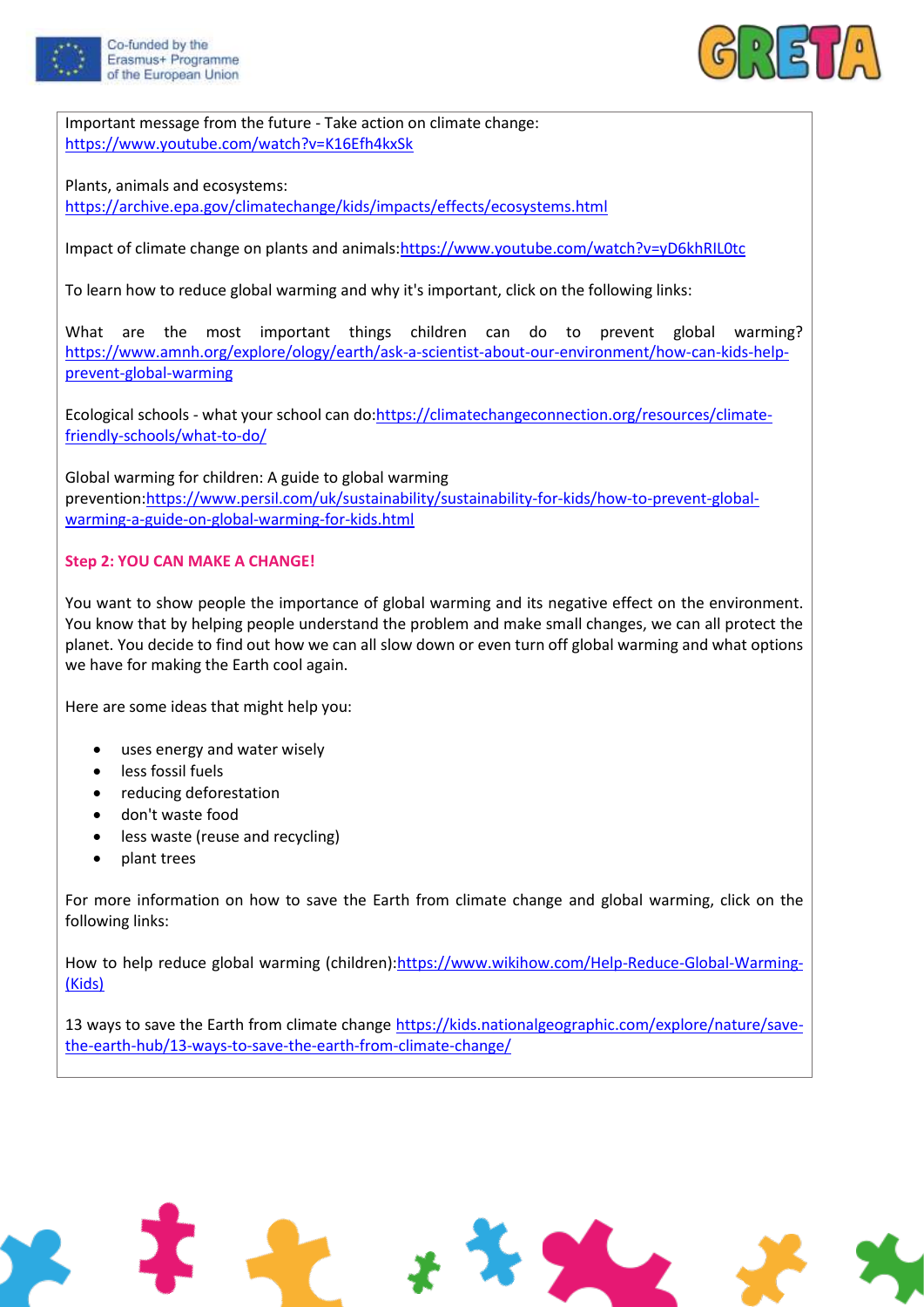Important message from the future - Take action on climate change: https://www.youtube.com/watch?v=K16Efh4kxSk

Plants, animals and ecosystems: https://archive.epa.gov/climatechange/kids/impacts/effects/ecosystems.html

Impact of climate change on plants and animals:https://www.youtube.com/watch?v=yD6khRIL0tc

To learn how to reduce global warming and why it's important, click on the following links:

What are the most important things children can do to prevent global warming? https://www.amnh.org/explore/ology/earth/ask-a-scientist-about-our-environment/how-can-kids-help-prevent-global-warming

Ecological schools - what your school can do:https://climatechangeconnection.org/resources/climate-friendly-schools/what-to-do/

Global warming for children: A guide to global warming prevention:https://www.persil.com/uk/sustainability/sustainability-for-kids/how-to-prevent-global-warming-a-guide-on-global-warming-for-kids.html

**Step 2: YOU CAN MAKE A CHANGE!**

You want to show people the importance of global warming and its negative effect on the environment. You know that by helping people understand the problem and make small changes, we can all protect the planet. You decide to find out how we can all slow down or even turn off global warming and what options we have for making the Earth cool again.

Here are some ideas that might help you:

- uses energy and water wisely
- less fossil fuels
- reducing deforestation
- don't waste food
- less waste (reuse and recycling)
- plant trees

For more information on how to save the Earth from climate change and global warming, click on the following links:

How to help reduce global warming (children):https://www.wikihow.com/Help-Reduce-Global-Warming-(Kids)

13 ways to save the Earth from climate change https://kids.nationalgeographic.com/explore/nature/save-the-earth-hub/13-ways-to-save-the-earth-from-climate-change/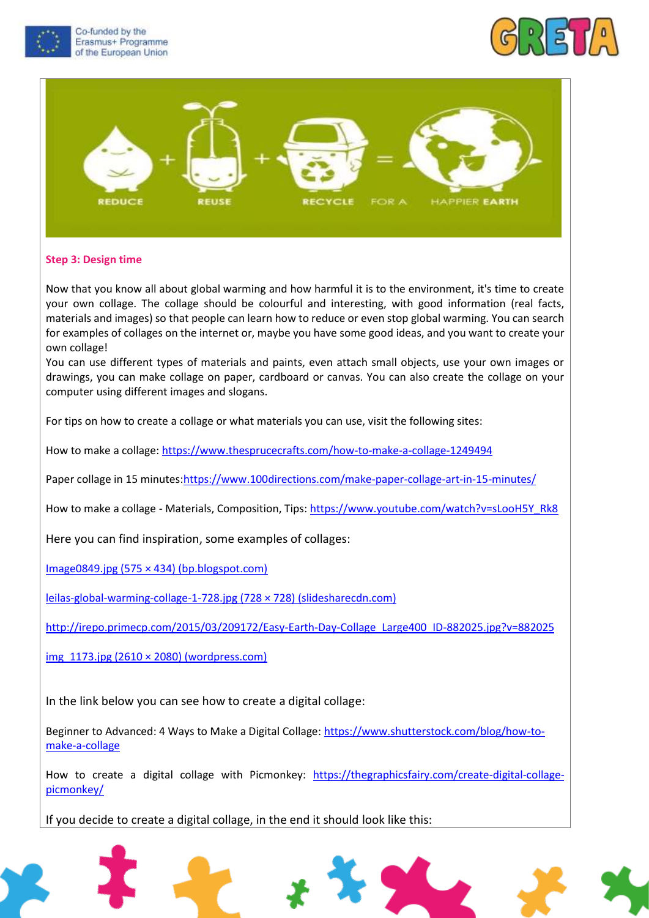REDUCE + REUSE + RECYCLE = FOR A HAPPIER EARTH

**Step 3: Design time**

Now that you know all about global warming and how harmful it is to the environment, it's time to create your own collage. The collage should be colourful and interesting, with good information (real facts, materials and images) so that people can learn how to reduce or even stop global warming. You can search for examples of collages on the internet or, maybe you have some good ideas, and you want to create your own collage!

You can use different types of materials and paints, even attach small objects, use your own images or drawings, you can make collage on paper, cardboard or canvas. You can also create the collage on your computer using different images and slogans.

For tips on how to create a collage or what materials you can use, visit the following sites:

How to make a collage: https://www.thesprucecrafts.com/how-to-make-a-collage-1249494

Paper collage in 15 minutes:https://www.100directions.com/make-paper-collage-art-in-15-minutes/

How to make a collage - Materials, Composition, Tips: https://www.youtube.com/watch?v=sLooH5Y_Rk8

Here you can find inspiration, some examples of collages:

Image0849.jpg (575 × 434) (bp.blogspot.com)

leilas-global-warming-collage-1-728.jpg (728 × 728) (slidesharecdn.com)

http://irepo.primecp.com/2015/03/209172/Easy-Earth-Day-Collage_Large400_ID-882025.jpg?v=882025

img_1173.jpg (2610 × 2080) (wordpress.com)

In the link below you can see how to create a digital collage:

Beginner to Advanced: 4 Ways to Make a Digital Collage: https://www.shutterstock.com/blog/how-to-make-a-collage

How to create a digital collage with Picmonkey: https://thegraphicsfairy.com/create-digital-collage-picmonkey/

If you decide to create a digital collage, in the end it should look like this: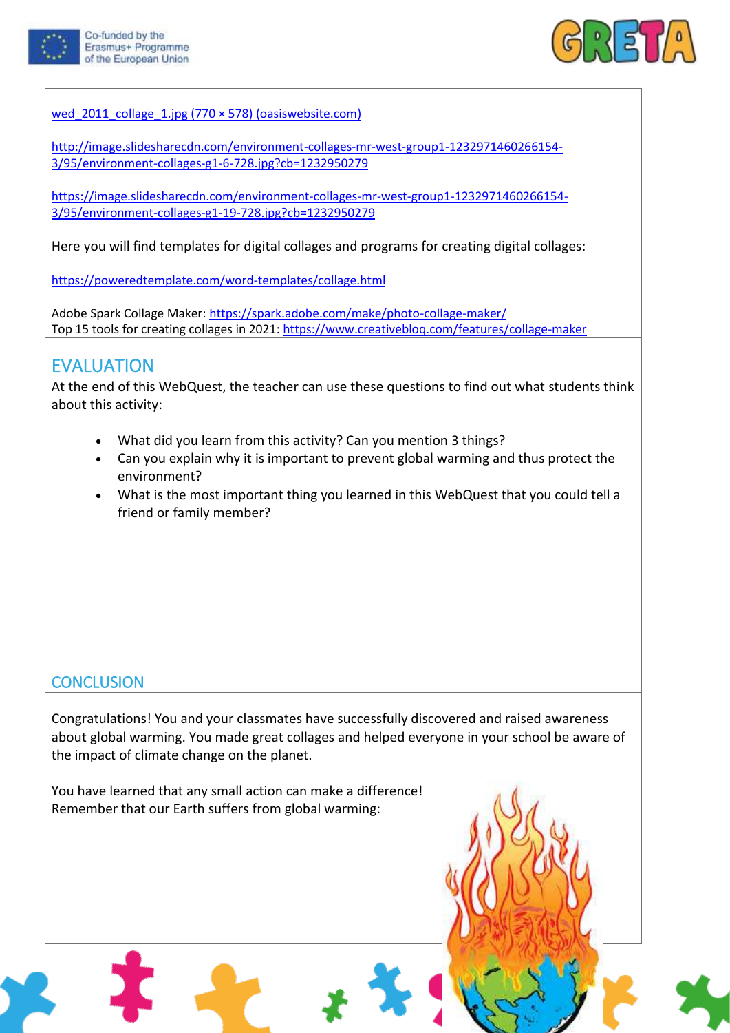[wed_2011_collage_1.jpg (770 × 578) (oasiswebsite.com)](wed_2011_collage_1.jpg)

http://image.slidesharecdn.com/environment-collages-mr-west-group1-1232971460266154-3/95/environment-collages-g1-6-728.jpg?cb=1232950279

https://image.slidesharecdn.com/environment-collages-mr-west-group1-1232971460266154-3/95/environment-collages-g1-19-728.jpg?cb=1232950279

Here you will find templates for digital collages and programs for creating digital collages:

https://poweredtemplate.com/word-templates/collage.html

Adobe Spark Collage Maker: https://spark.adobe.com/make/photo-collage-maker/
Top 15 tools for creating collages in 2021: https://www.creativebloq.com/features/collage-maker

## EVALUATION

At the end of this WebQuest, the teacher can use these questions to find out what students think about this activity:

- What did you learn from this activity? Can you mention 3 things?
- Can you explain why it is important to prevent global warming and thus protect the environment?
- What is the most important thing you learned in this WebQuest that you could tell a friend or family member?

## CONCLUSION

Congratulations! You and your classmates have successfully discovered and raised awareness about global warming. You made great collages and helped everyone in your school be aware of the impact of climate change on the planet.

You have learned that any small action can make a difference!
Remember that our Earth suffers from global warming: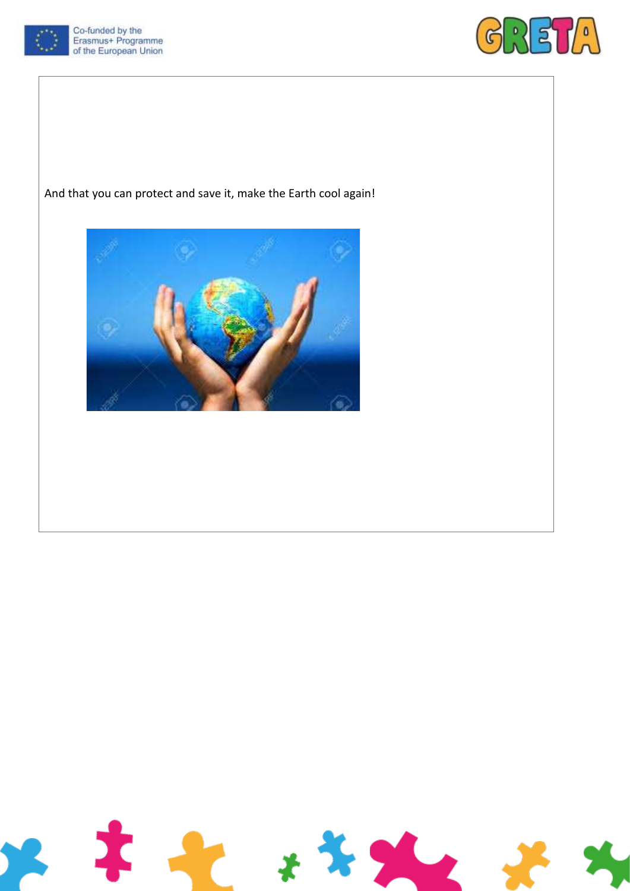And that you can protect and save it, make the Earth cool again!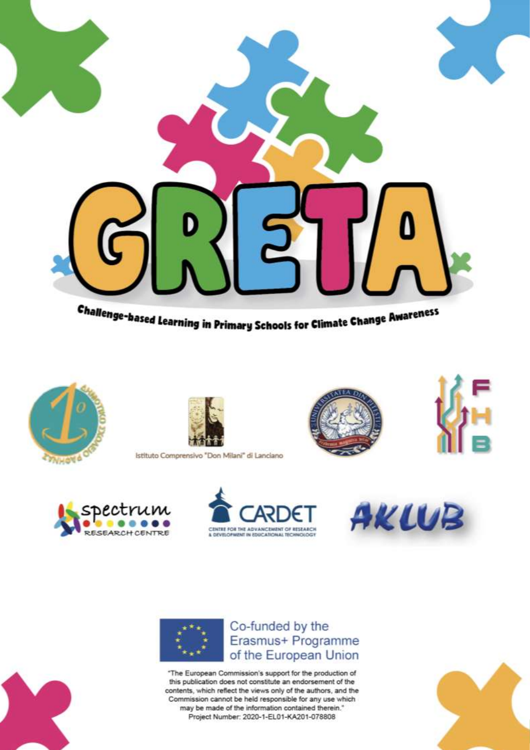# GRETA

**Challenge-based Learning in Primary Schools for Climate Change Awareness**

Istituto Comprensivo "Don Milani" di Lanciano

spectrum RESEARCH CENTRE

CARDET CENTRE FOR THE ADVANCEMENT OF RESEARCH & DEVELOPMENT IN EDUCATIONAL TECHNOLOGY

AKLUB

Co-funded by the Erasmus+ Programme of the European Union

"The European Commission's support for the production of this publication does not constitute an endorsement of the contents, which reflect the views only of the authors, and the Commission cannot be held responsible for any use which may be made of the information contained therein."
Project Number: 2020-1-EL01-KA201-078808